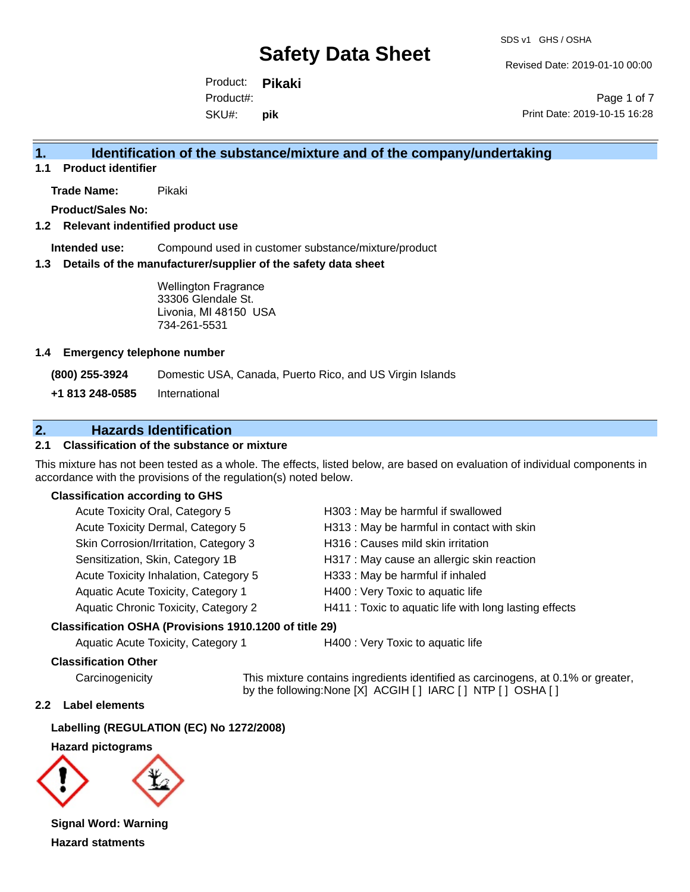# Safety Data Sheet

SDS v1 GHS / OSHA

Revised Date: 2019-01-10 00:00

Product: **Pikaki**
Product#:
SKU#: **pik**

Print Date: 2019-10-15 16:28

## 1. Identification of the substance/mixture and of the company/undertaking

### 1.1 Product identifier

**Trade Name:** Pikaki

**Product/Sales No:**

### 1.2 Relevant indentified product use

**Intended use:** Compound used in customer substance/mixture/product

### 1.3 Details of the manufacturer/supplier of the safety data sheet

Wellington Fragrance
33306 Glendale St.
Livonia, MI 48150 USA
734-261-5531

### 1.4 Emergency telephone number

| | |
|---|---|
| **(800) 255-3924** | Domestic USA, Canada, Puerto Rico, and US Virgin Islands |
| **+1 813 248-0585** | International |

## 2. Hazards Identification

### 2.1 Classification of the substance or mixture

This mixture has not been tested as a whole. The effects, listed below, are based on evaluation of individual components in accordance with the provisions of the regulation(s) noted below.

**Classification according to GHS**

| | |
|---|---|
| Acute Toxicity Oral, Category 5 | H303 : May be harmful if swallowed |
| Acute Toxicity Dermal, Category 5 | H313 : May be harmful in contact with skin |
| Skin Corrosion/Irritation, Category 3 | H316 : Causes mild skin irritation |
| Sensitization, Skin, Category 1B | H317 : May cause an allergic skin reaction |
| Acute Toxicity Inhalation, Category 5 | H333 : May be harmful if inhaled |
| Aquatic Acute Toxicity, Category 1 | H400 : Very Toxic to aquatic life |
| Aquatic Chronic Toxicity, Category 2 | H411 : Toxic to aquatic life with long lasting effects |

**Classification OSHA (Provisions 1910.1200 of title 29)**

| | |
|---|---|
| Aquatic Acute Toxicity, Category 1 | H400 : Very Toxic to aquatic life |

**Classification Other**

Carcinogenicity — This mixture contains ingredients identified as carcinogens, at 0.1% or greater, by the following:None [X] ACGIH [ ] IARC [ ] NTP [ ] OSHA [ ]

### 2.2 Label elements

**Labelling (REGULATION (EC) No 1272/2008)**

**Hazard pictograms**

**Signal Word: Warning**

**Hazard statments**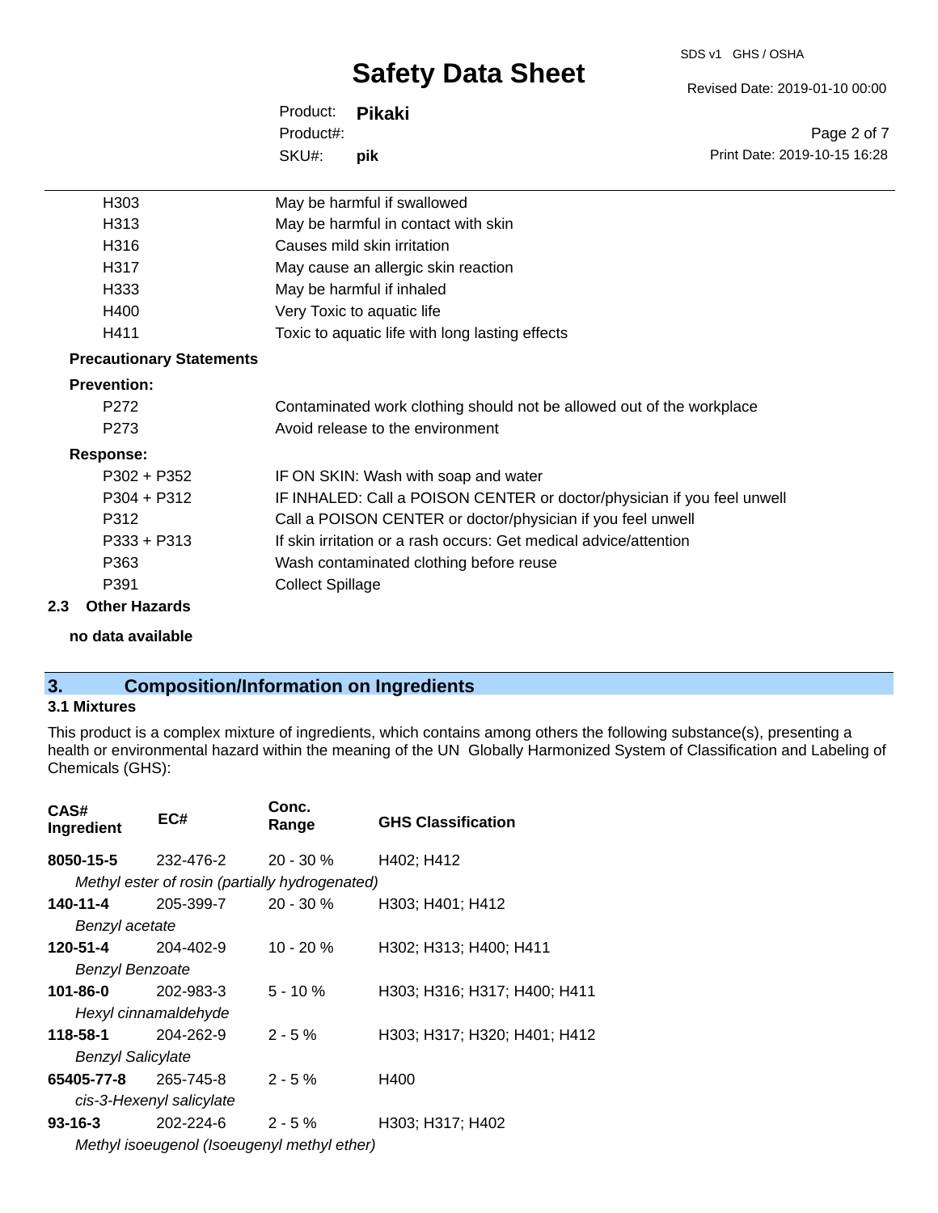| | |
|---|---|
| H303 | May be harmful if swallowed |
| H313 | May be harmful in contact with skin |
| H316 | Causes mild skin irritation |
| H317 | May cause an allergic skin reaction |
| H333 | May be harmful if inhaled |
| H400 | Very Toxic to aquatic life |
| H411 | Toxic to aquatic life with long lasting effects |

**Precautionary Statements**

**Prevention:**

| | |
|---|---|
| P272 | Contaminated work clothing should not be allowed out of the workplace |
| P273 | Avoid release to the environment |

**Response:**

| | |
|---|---|
| P302 + P352 | IF ON SKIN: Wash with soap and water |
| P304 + P312 | IF INHALED: Call a POISON CENTER or doctor/physician if you feel unwell |
| P312 | Call a POISON CENTER or doctor/physician if you feel unwell |
| P333 + P313 | If skin irritation or a rash occurs: Get medical advice/attention |
| P363 | Wash contaminated clothing before reuse |
| P391 | Collect Spillage |

### 2.3 Other Hazards

**no data available**

## 3. Composition/Information on Ingredients

### 3.1 Mixtures

This product is a complex mixture of ingredients, which contains among others the following substance(s), presenting a health or environmental hazard within the meaning of the UN Globally Harmonized System of Classification and Labeling of Chemicals (GHS):

| CAS# Ingredient | EC# | Conc. Range | GHS Classification |
|---|---|---|---|
| **8050-15-5** | 232-476-2 | 20 - 30 % | H402; H412 |
| *Methyl ester of rosin (partially hydrogenated)* | | | |
| **140-11-4** | 205-399-7 | 20 - 30 % | H303; H401; H412 |
| *Benzyl acetate* | | | |
| **120-51-4** | 204-402-9 | 10 - 20 % | H302; H313; H400; H411 |
| *Benzyl Benzoate* | | | |
| **101-86-0** | 202-983-3 | 5 - 10 % | H303; H316; H317; H400; H411 |
| *Hexyl cinnamaldehyde* | | | |
| **118-58-1** | 204-262-9 | 2 - 5 % | H303; H317; H320; H401; H412 |
| *Benzyl Salicylate* | | | |
| **65405-77-8** | 265-745-8 | 2 - 5 % | H400 |
| *cis-3-Hexenyl salicylate* | | | |
| **93-16-3** | 202-224-6 | 2 - 5 % | H303; H317; H402 |
| *Methyl isoeugenol (Isoeugenyl methyl ether)* | | | |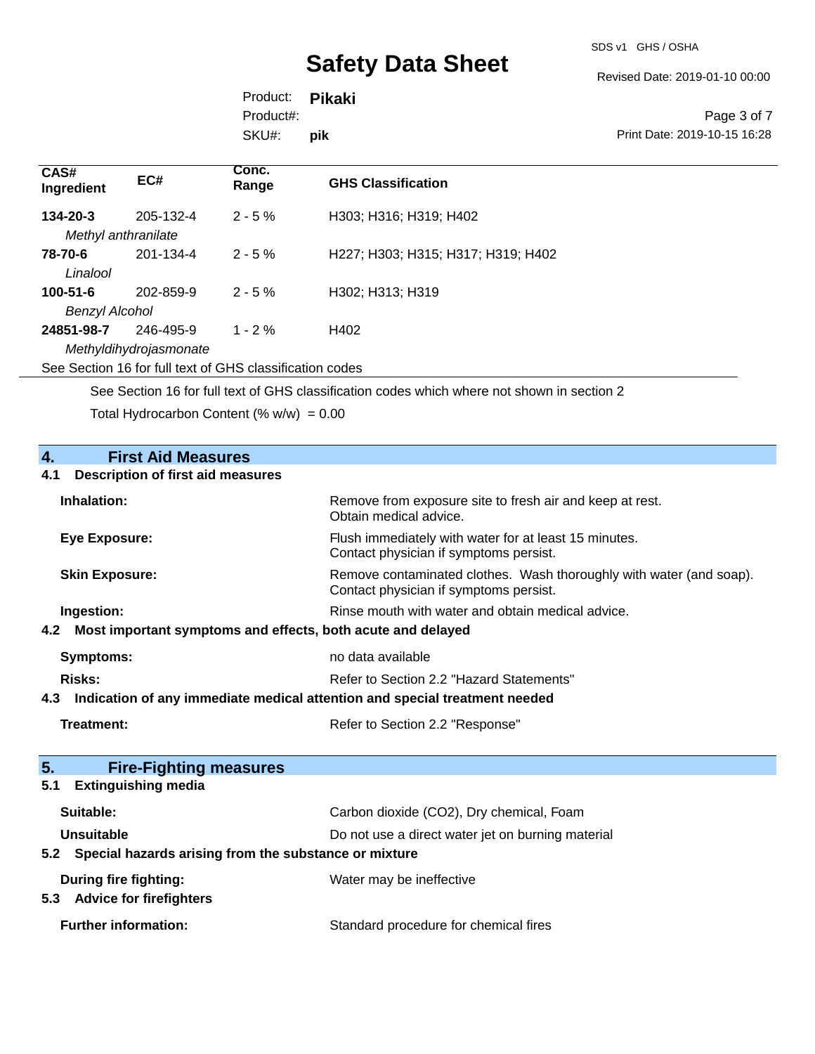| CAS# Ingredient | EC# | Conc. Range | GHS Classification |
|---|---|---|---|
| **134-20-3** *Methyl anthranilate* | 205-132-4 | 2 - 5 % | H303; H316; H319; H402 |
| **78-70-6** *Linalool* | 201-134-4 | 2 - 5 % | H227; H303; H315; H317; H319; H402 |
| **100-51-6** *Benzyl Alcohol* | 202-859-9 | 2 - 5 % | H302; H313; H319 |
| **24851-98-7** *Methyldihydrojasmonate* | 246-495-9 | 1 - 2 % | H402 |

See Section 16 for full text of GHS classification codes

See Section 16 for full text of GHS classification codes which where not shown in section 2

Total Hydrocarbon Content (% w/w) = 0.00

## 4. First Aid Measures

### 4.1 Description of first aid measures

**Inhalation:** Remove from exposure site to fresh air and keep at rest. Obtain medical advice.

**Eye Exposure:** Flush immediately with water for at least 15 minutes. Contact physician if symptoms persist.

**Skin Exposure:** Remove contaminated clothes. Wash thoroughly with water (and soap). Contact physician if symptoms persist.

**Ingestion:** Rinse mouth with water and obtain medical advice.

### 4.2 Most important symptoms and effects, both acute and delayed

**Symptoms:** no data available

**Risks:** Refer to Section 2.2 "Hazard Statements"

### 4.3 Indication of any immediate medical attention and special treatment needed

**Treatment:** Refer to Section 2.2 "Response"

## 5. Fire-Fighting measures

### 5.1 Extinguishing media

**Suitable:** Carbon dioxide (CO2), Dry chemical, Foam

**Unsuitable** Do not use a direct water jet on burning material

### 5.2 Special hazards arising from the substance or mixture

**During fire fighting:** Water may be ineffective

### 5.3 Advice for firefighters

**Further information:** Standard procedure for chemical fires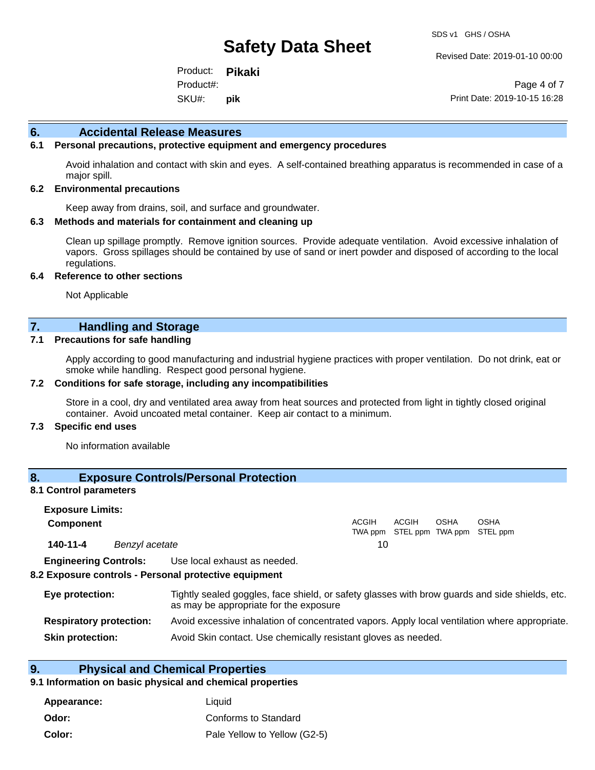## 6. Accidental Release Measures

### 6.1 Personal precautions, protective equipment and emergency procedures

Avoid inhalation and contact with skin and eyes. A self-contained breathing apparatus is recommended in case of a major spill.

### 6.2 Environmental precautions

Keep away from drains, soil, and surface and groundwater.

### 6.3 Methods and materials for containment and cleaning up

Clean up spillage promptly. Remove ignition sources. Provide adequate ventilation. Avoid excessive inhalation of vapors. Gross spillages should be contained by use of sand or inert powder and disposed of according to the local regulations.

### 6.4 Reference to other sections

Not Applicable

## 7. Handling and Storage

### 7.1 Precautions for safe handling

Apply according to good manufacturing and industrial hygiene practices with proper ventilation. Do not drink, eat or smoke while handling. Respect good personal hygiene.

### 7.2 Conditions for safe storage, including any incompatibilities

Store in a cool, dry and ventilated area away from heat sources and protected from light in tightly closed original container. Avoid uncoated metal container. Keep air contact to a minimum.

### 7.3 Specific end uses

No information available

## 8. Exposure Controls/Personal Protection

### 8.1 Control parameters

**Exposure Limits:**

| Component | | ACGIH TWA ppm | ACGIH STEL ppm | OSHA TWA ppm | OSHA STEL ppm |
|---|---|---|---|---|---|
| **140-11-4** | *Benzyl acetate* | 10 | | | |

**Engineering Controls:** Use local exhaust as needed.

### 8.2 Exposure controls - Personal protective equipment

**Eye protection:** Tightly sealed goggles, face shield, or safety glasses with brow guards and side shields, etc. as may be appropriate for the exposure

**Respiratory protection:** Avoid excessive inhalation of concentrated vapors. Apply local ventilation where appropriate.

**Skin protection:** Avoid Skin contact. Use chemically resistant gloves as needed.

## 9. Physical and Chemical Properties

### 9.1 Information on basic physical and chemical properties

**Appearance:** Liquid

**Odor:** Conforms to Standard

**Color:** Pale Yellow to Yellow (G2-5)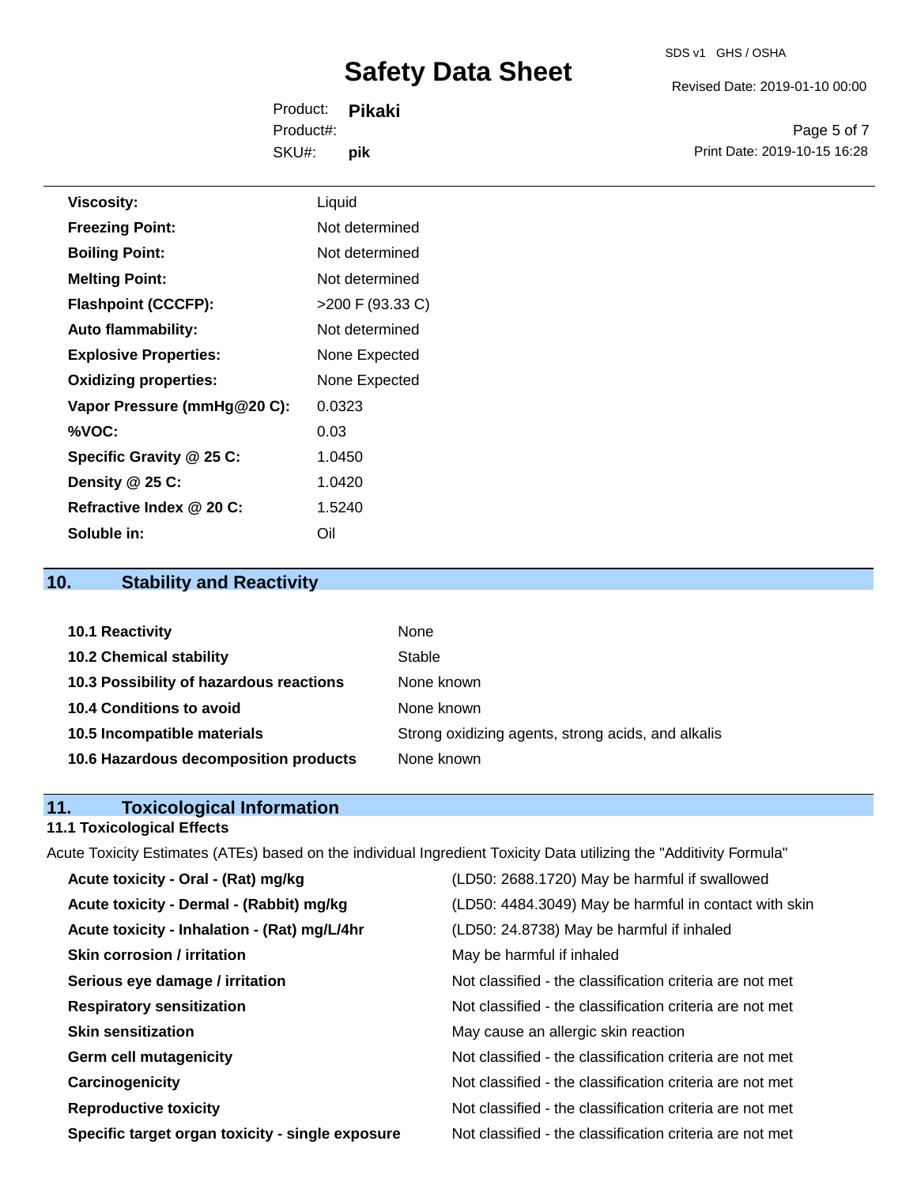| | |
|---|---|
| **Viscosity:** | Liquid |
| **Freezing Point:** | Not determined |
| **Boiling Point:** | Not determined |
| **Melting Point:** | Not determined |
| **Flashpoint (CCCFP):** | >200 F (93.33 C) |
| **Auto flammability:** | Not determined |
| **Explosive Properties:** | None Expected |
| **Oxidizing properties:** | None Expected |
| **Vapor Pressure (mmHg@20 C):** | 0.0323 |
| **%VOC:** | 0.03 |
| **Specific Gravity @ 25 C:** | 1.0450 |
| **Density @ 25 C:** | 1.0420 |
| **Refractive Index @ 20 C:** | 1.5240 |
| **Soluble in:** | Oil |

## 10. Stability and Reactivity

| | |
|---|---|
| **10.1 Reactivity** | None |
| **10.2 Chemical stability** | Stable |
| **10.3 Possibility of hazardous reactions** | None known |
| **10.4 Conditions to avoid** | None known |
| **10.5 Incompatible materials** | Strong oxidizing agents, strong acids, and alkalis |
| **10.6 Hazardous decomposition products** | None known |

## 11. Toxicological Information

### 11.1 Toxicological Effects

Acute Toxicity Estimates (ATEs) based on the individual Ingredient Toxicity Data utilizing the "Additivity Formula"

| | |
|---|---|
| **Acute toxicity - Oral - (Rat) mg/kg** | (LD50: 2688.1720) May be harmful if swallowed |
| **Acute toxicity - Dermal - (Rabbit) mg/kg** | (LD50: 4484.3049) May be harmful in contact with skin |
| **Acute toxicity - Inhalation - (Rat) mg/L/4hr** | (LD50: 24.8738) May be harmful if inhaled |
| **Skin corrosion / irritation** | May be harmful if inhaled |
| **Serious eye damage / irritation** | Not classified - the classification criteria are not met |
| **Respiratory sensitization** | Not classified - the classification criteria are not met |
| **Skin sensitization** | May cause an allergic skin reaction |
| **Germ cell mutagenicity** | Not classified - the classification criteria are not met |
| **Carcinogenicity** | Not classified - the classification criteria are not met |
| **Reproductive toxicity** | Not classified - the classification criteria are not met |
| **Specific target organ toxicity - single exposure** | Not classified - the classification criteria are not met |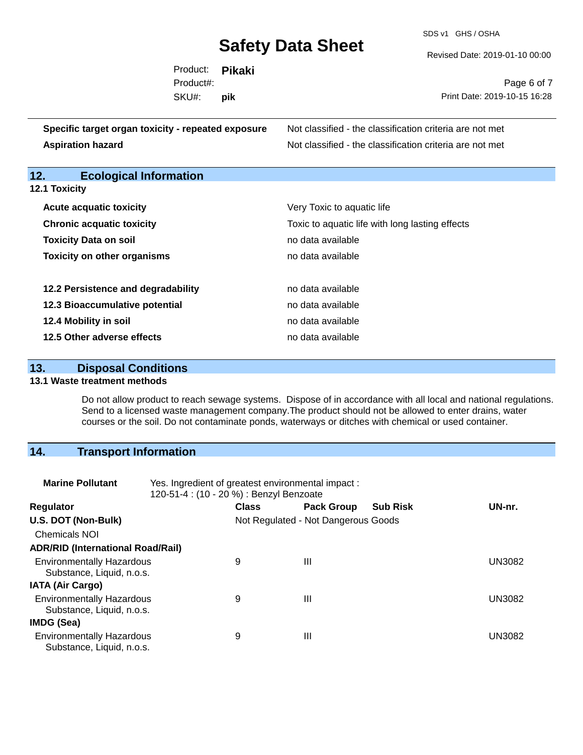| | |
|---|---|
| **Specific target organ toxicity - repeated exposure** | Not classified - the classification criteria are not met |
| **Aspiration hazard** | Not classified - the classification criteria are not met |

## 12. Ecological Information

### 12.1 Toxicity

| | |
|---|---|
| **Acute acquatic toxicity** | Very Toxic to aquatic life |
| **Chronic acquatic toxicity** | Toxic to aquatic life with long lasting effects |
| **Toxicity Data on soil** | no data available |
| **Toxicity on other organisms** | no data available |

| | |
|---|---|
| **12.2 Persistence and degradability** | no data available |
| **12.3 Bioaccumulative potential** | no data available |
| **12.4 Mobility in soil** | no data available |
| **12.5 Other adverse effects** | no data available |

## 13. Disposal Conditions

### 13.1 Waste treatment methods

Do not allow product to reach sewage systems. Dispose of in accordance with all local and national regulations. Send to a licensed waste management company.The product should not be allowed to enter drains, water courses or the soil. Do not contaminate ponds, waterways or ditches with chemical or used container.

## 14. Transport Information

**Marine Pollutant** Yes. Ingredient of greatest environmental impact : 120-51-4 : (10 - 20 %) : Benzyl Benzoate

| Regulator | Class | Pack Group | Sub Risk | UN-nr. |
|---|---|---|---|---|
| **U.S. DOT (Non-Bulk)** | Not Regulated - Not Dangerous Goods | | | |
| Chemicals NOI | | | | |
| **ADR/RID (International Road/Rail)** | | | | |
| Environmentally Hazardous Substance, Liquid, n.o.s. | 9 | III | | UN3082 |
| **IATA (Air Cargo)** | | | | |
| Environmentally Hazardous Substance, Liquid, n.o.s. | 9 | III | | UN3082 |
| **IMDG (Sea)** | | | | |
| Environmentally Hazardous Substance, Liquid, n.o.s. | 9 | III | | UN3082 |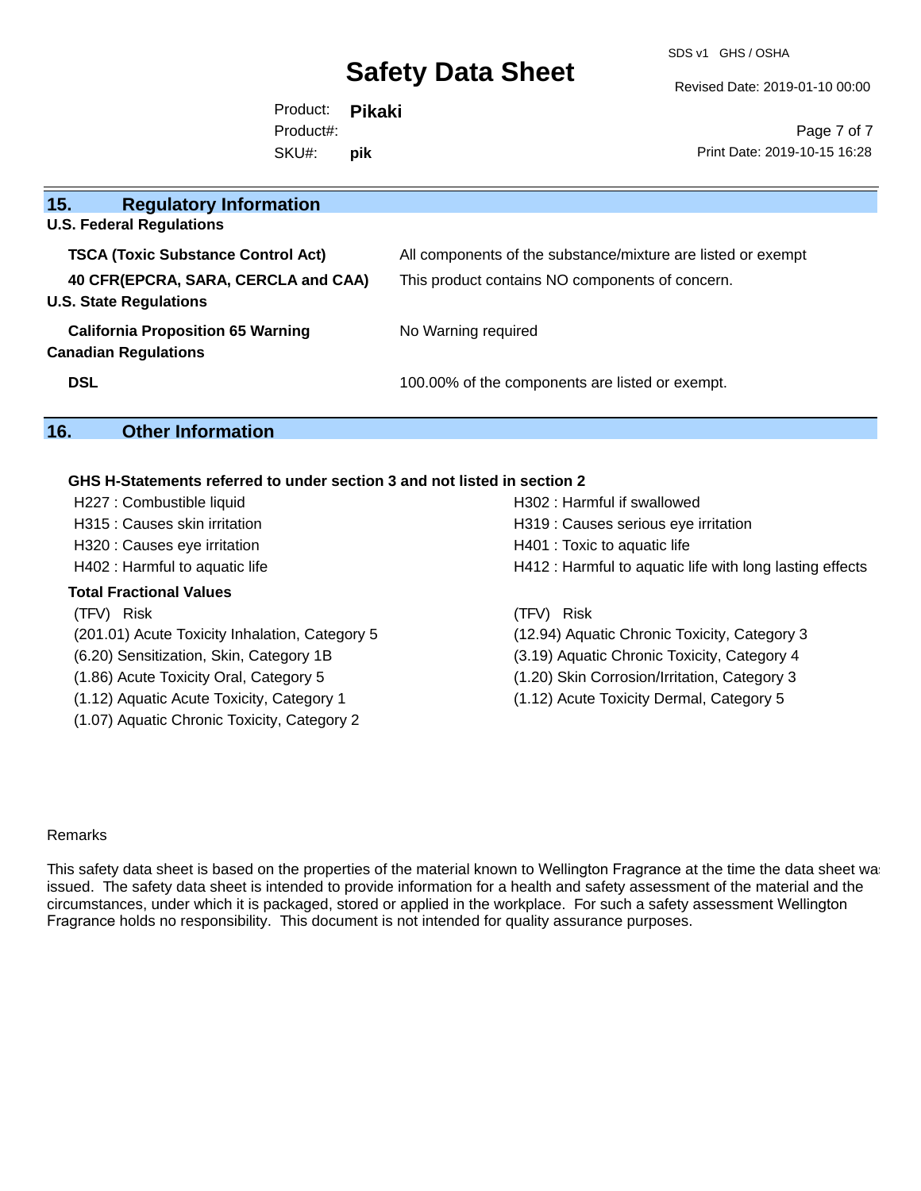## 15. Regulatory Information

**U.S. Federal Regulations**

| | |
|---|---|
| **TSCA (Toxic Substance Control Act)** | All components of the substance/mixture are listed or exempt |
| **40 CFR(EPCRA, SARA, CERCLA and CAA)** | This product contains NO components of concern. |

**U.S. State Regulations**

| | |
|---|---|
| **California Proposition 65 Warning** | No Warning required |

**Canadian Regulations**

| | |
|---|---|
| **DSL** | 100.00% of the components are listed or exempt. |

## 16. Other Information

**GHS H-Statements referred to under section 3 and not listed in section 2**

H227 : Combustible liquid
H315 : Causes skin irritation
H320 : Causes eye irritation
H402 : Harmful to aquatic life
H302 : Harmful if swallowed
H319 : Causes serious eye irritation
H401 : Toxic to aquatic life
H412 : Harmful to aquatic life with long lasting effects

**Total Fractional Values**

(TFV) Risk
(201.01) Acute Toxicity Inhalation, Category 5
(6.20) Sensitization, Skin, Category 1B
(1.86) Acute Toxicity Oral, Category 5
(1.12) Aquatic Acute Toxicity, Category 1
(1.07) Aquatic Chronic Toxicity, Category 2

(TFV) Risk
(12.94) Aquatic Chronic Toxicity, Category 3
(3.19) Aquatic Chronic Toxicity, Category 4
(1.20) Skin Corrosion/Irritation, Category 3
(1.12) Acute Toxicity Dermal, Category 5

Remarks

This safety data sheet is based on the properties of the material known to Wellington Fragrance at the time the data sheet was issued. The safety data sheet is intended to provide information for a health and safety assessment of the material and the circumstances, under which it is packaged, stored or applied in the workplace. For such a safety assessment Wellington Fragrance holds no responsibility. This document is not intended for quality assurance purposes.